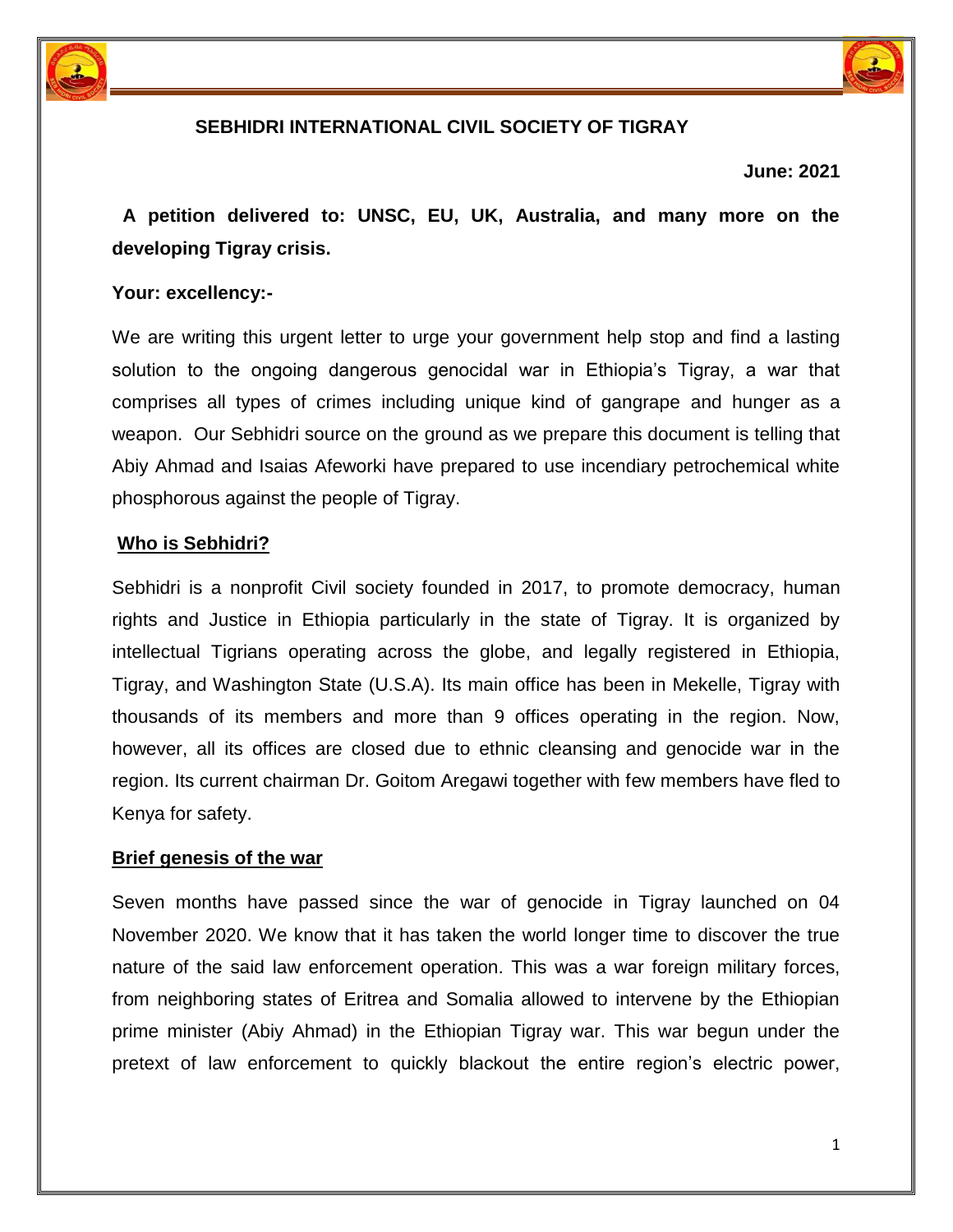# SEBHIDRI INTERNATIONAL CIVIL SOCIETY OF TIGRAY

**June: 2021**

**A petition delivered to: UNSC, EU, UK, Australia, and many more on the developing Tigray crisis.**

**Your: excellency:-**

We are writing this urgent letter to urge your government help stop and find a lasting solution to the ongoing dangerous genocidal war in Ethiopia's Tigray, a war that comprises all types of crimes including unique kind of gangrape and hunger as a weapon. Our Sebhidri source on the ground as we prepare this document is telling that Abiy Ahmad and Isaias Afeworki have prepared to use incendiary petrochemical white phosphorous against the people of Tigray.

## Who is Sebhidri?

Sebhidri is a nonprofit Civil society founded in 2017, to promote democracy, human rights and Justice in Ethiopia particularly in the state of Tigray. It is organized by intellectual Tigrians operating across the globe, and legally registered in Ethiopia, Tigray, and Washington State (U.S.A). Its main office has been in Mekelle, Tigray with thousands of its members and more than 9 offices operating in the region. Now, however, all its offices are closed due to ethnic cleansing and genocide war in the region. Its current chairman Dr. Goitom Aregawi together with few members have fled to Kenya for safety.

## Brief genesis of the war

Seven months have passed since the war of genocide in Tigray launched on 04 November 2020. We know that it has taken the world longer time to discover the true nature of the said law enforcement operation. This was a war foreign military forces, from neighboring states of Eritrea and Somalia allowed to intervene by the Ethiopian prime minister (Abiy Ahmad) in the Ethiopian Tigray war. This war begun under the pretext of law enforcement to quickly blackout the entire region's electric power,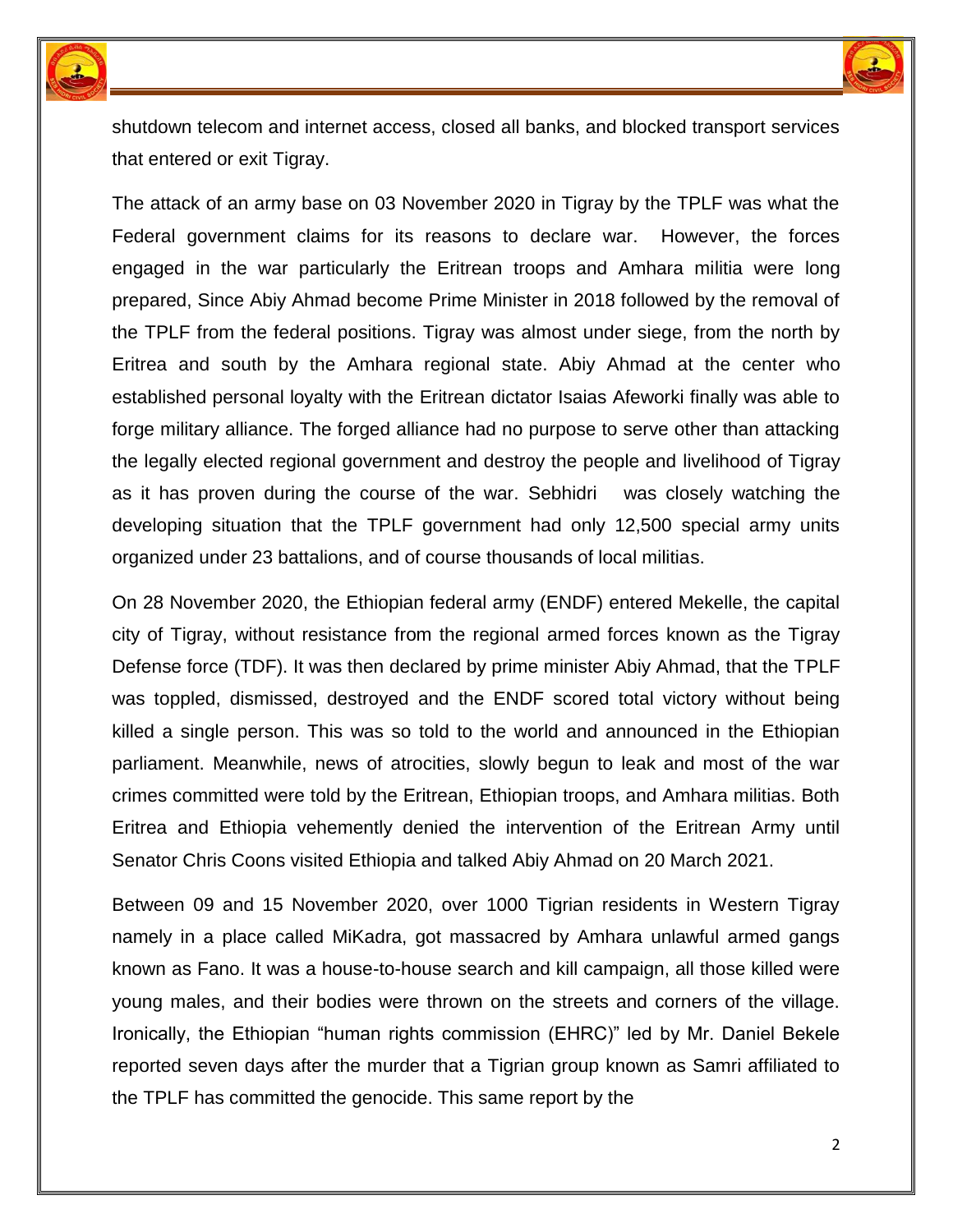shutdown telecom and internet access, closed all banks, and blocked transport services that entered or exit Tigray.

The attack of an army base on 03 November 2020 in Tigray by the TPLF was what the Federal government claims for its reasons to declare war. However, the forces engaged in the war particularly the Eritrean troops and Amhara militia were long prepared, Since Abiy Ahmad become Prime Minister in 2018 followed by the removal of the TPLF from the federal positions. Tigray was almost under siege, from the north by Eritrea and south by the Amhara regional state. Abiy Ahmad at the center who established personal loyalty with the Eritrean dictator Isaias Afeworki finally was able to forge military alliance. The forged alliance had no purpose to serve other than attacking the legally elected regional government and destroy the people and livelihood of Tigray as it has proven during the course of the war. Sebhidri was closely watching the developing situation that the TPLF government had only 12,500 special army units organized under 23 battalions, and of course thousands of local militias.

On 28 November 2020, the Ethiopian federal army (ENDF) entered Mekelle, the capital city of Tigray, without resistance from the regional armed forces known as the Tigray Defense force (TDF). It was then declared by prime minister Abiy Ahmad, that the TPLF was toppled, dismissed, destroyed and the ENDF scored total victory without being killed a single person. This was so told to the world and announced in the Ethiopian parliament. Meanwhile, news of atrocities, slowly begun to leak and most of the war crimes committed were told by the Eritrean, Ethiopian troops, and Amhara militias. Both Eritrea and Ethiopia vehemently denied the intervention of the Eritrean Army until Senator Chris Coons visited Ethiopia and talked Abiy Ahmad on 20 March 2021.

Between 09 and 15 November 2020, over 1000 Tigrian residents in Western Tigray namely in a place called MiKadra, got massacred by Amhara unlawful armed gangs known as Fano. It was a house-to-house search and kill campaign, all those killed were young males, and their bodies were thrown on the streets and corners of the village. Ironically, the Ethiopian "human rights commission (EHRC)" led by Mr. Daniel Bekele reported seven days after the murder that a Tigrian group known as Samri affiliated to the TPLF has committed the genocide. This same report by the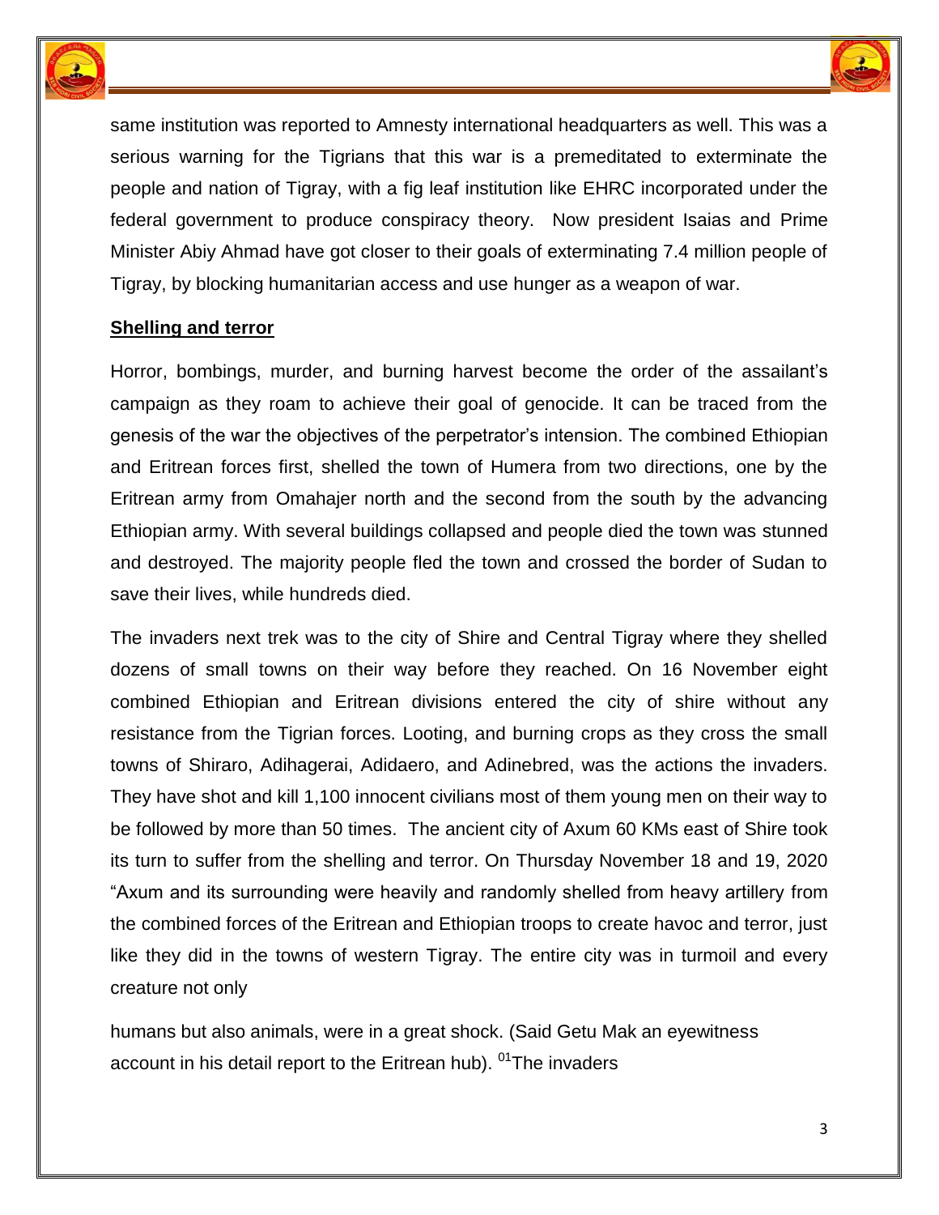same institution was reported to Amnesty international headquarters as well. This was a serious warning for the Tigrians that this war is a premeditated to exterminate the people and nation of Tigray, with a fig leaf institution like EHRC incorporated under the federal government to produce conspiracy theory. Now president Isaias and Prime Minister Abiy Ahmad have got closer to their goals of exterminating 7.4 million people of Tigray, by blocking humanitarian access and use hunger as a weapon of war.

**Shelling and terror**

Horror, bombings, murder, and burning harvest become the order of the assailant's campaign as they roam to achieve their goal of genocide. It can be traced from the genesis of the war the objectives of the perpetrator's intension. The combined Ethiopian and Eritrean forces first, shelled the town of Humera from two directions, one by the Eritrean army from Omahajer north and the second from the south by the advancing Ethiopian army. With several buildings collapsed and people died the town was stunned and destroyed. The majority people fled the town and crossed the border of Sudan to save their lives, while hundreds died.

The invaders next trek was to the city of Shire and Central Tigray where they shelled dozens of small towns on their way before they reached. On 16 November eight combined Ethiopian and Eritrean divisions entered the city of shire without any resistance from the Tigrian forces. Looting, and burning crops as they cross the small towns of Shiraro, Adihagerai, Adidaero, and Adinebred, was the actions the invaders. They have shot and kill 1,100 innocent civilians most of them young men on their way to be followed by more than 50 times. The ancient city of Axum 60 KMs east of Shire took its turn to suffer from the shelling and terror. On Thursday November 18 and 19, 2020 "Axum and its surrounding were heavily and randomly shelled from heavy artillery from the combined forces of the Eritrean and Ethiopian troops to create havoc and terror, just like they did in the towns of western Tigray. The entire city was in turmoil and every creature not only humans but also animals, were in a great shock. (Said Getu Mak an eyewitness account in his detail report to the Eritrean hub). [01]The invaders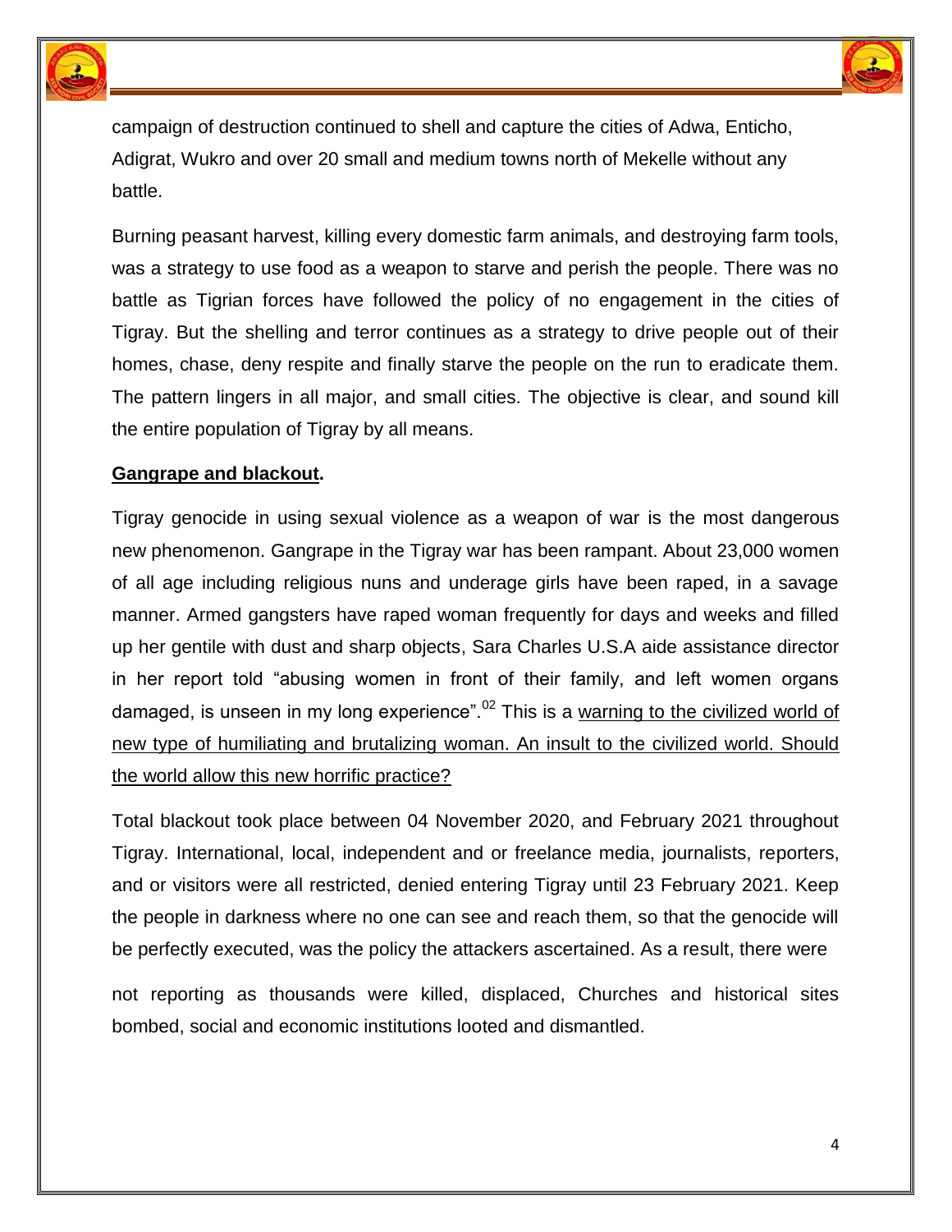campaign of destruction continued to shell and capture the cities of Adwa, Enticho, Adigrat, Wukro and over 20 small and medium towns north of Mekelle without any battle.

Burning peasant harvest, killing every domestic farm animals, and destroying farm tools, was a strategy to use food as a weapon to starve and perish the people. There was no battle as Tigrian forces have followed the policy of no engagement in the cities of Tigray. But the shelling and terror continues as a strategy to drive people out of their homes, chase, deny respite and finally starve the people on the run to eradicate them. The pattern lingers in all major, and small cities. The objective is clear, and sound kill the entire population of Tigray by all means.

**Gangrape and blackout.**

Tigray genocide in using sexual violence as a weapon of war is the most dangerous new phenomenon. Gangrape in the Tigray war has been rampant. About 23,000 women of all age including religious nuns and underage girls have been raped, in a savage manner. Armed gangsters have raped woman frequently for days and weeks and filled up her gentile with dust and sharp objects, Sara Charles U.S.A aide assistance director in her report told "abusing women in front of their family, and left women organs damaged, is unseen in my long experience".[02] This is a warning to the civilized world of new type of humiliating and brutalizing woman. An insult to the civilized world. Should the world allow this new horrific practice?

Total blackout took place between 04 November 2020, and February 2021 throughout Tigray. International, local, independent and or freelance media, journalists, reporters, and or visitors were all restricted, denied entering Tigray until 23 February 2021. Keep the people in darkness where no one can see and reach them, so that the genocide will be perfectly executed, was the policy the attackers ascertained. As a result, there were not reporting as thousands were killed, displaced, Churches and historical sites bombed, social and economic institutions looted and dismantled.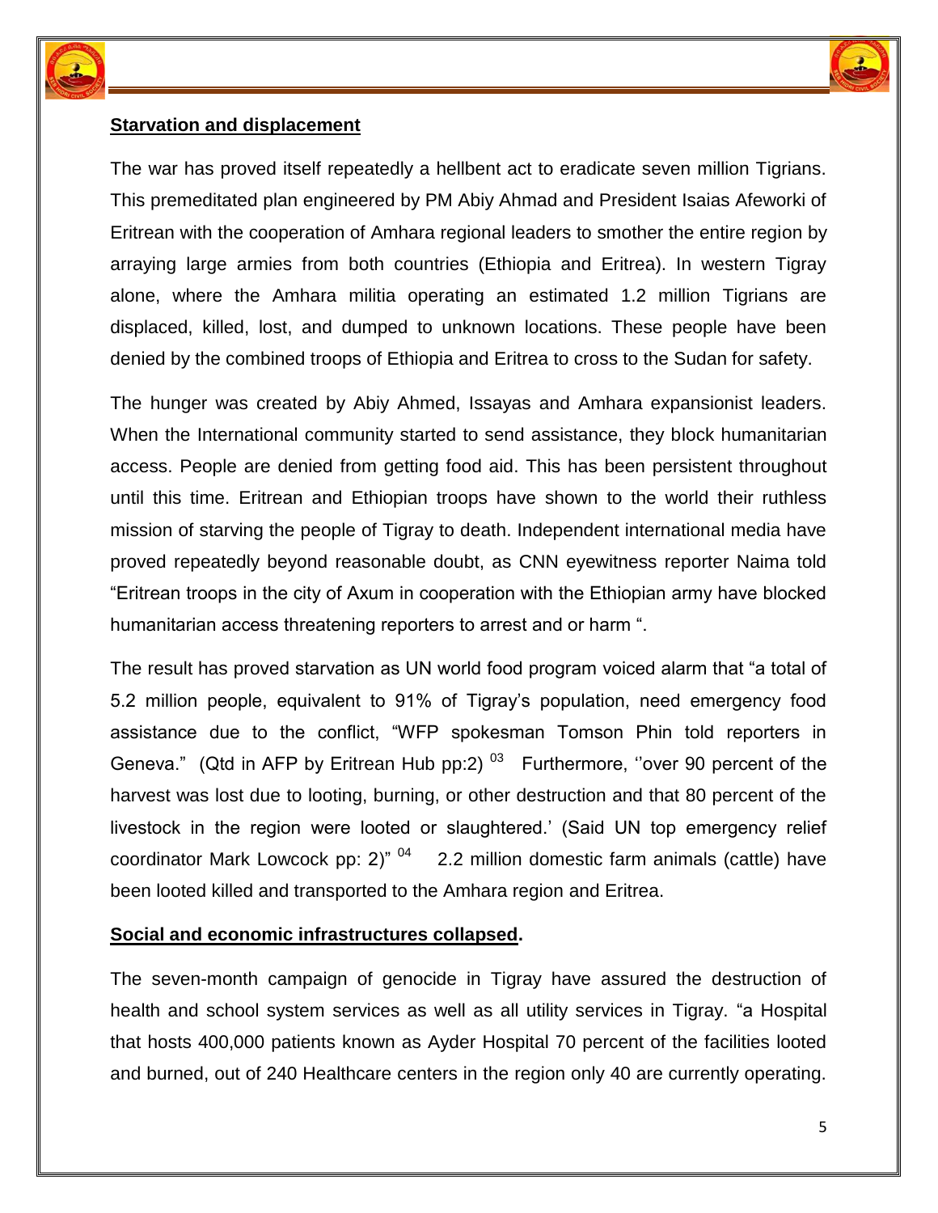## Starvation and displacement

The war has proved itself repeatedly a hellbent act to eradicate seven million Tigrians. This premeditated plan engineered by PM Abiy Ahmad and President Isaias Afeworki of Eritrean with the cooperation of Amhara regional leaders to smother the entire region by arraying large armies from both countries (Ethiopia and Eritrea). In western Tigray alone, where the Amhara militia operating an estimated 1.2 million Tigrians are displaced, killed, lost, and dumped to unknown locations. These people have been denied by the combined troops of Ethiopia and Eritrea to cross to the Sudan for safety.

The hunger was created by Abiy Ahmed, Issayas and Amhara expansionist leaders. When the International community started to send assistance, they block humanitarian access. People are denied from getting food aid. This has been persistent throughout until this time. Eritrean and Ethiopian troops have shown to the world their ruthless mission of starving the people of Tigray to death. Independent international media have proved repeatedly beyond reasonable doubt, as CNN eyewitness reporter Naima told "Eritrean troops in the city of Axum in cooperation with the Ethiopian army have blocked humanitarian access threatening reporters to arrest and or harm ".

The result has proved starvation as UN world food program voiced alarm that "a total of 5.2 million people, equivalent to 91% of Tigray's population, need emergency food assistance due to the conflict, "WFP spokesman Tomson Phin told reporters in Geneva." (Qtd in AFP by Eritrean Hub pp:2) [03] Furthermore, ''over 90 percent of the harvest was lost due to looting, burning, or other destruction and that 80 percent of the livestock in the region were looted or slaughtered.' (Said UN top emergency relief coordinator Mark Lowcock pp: 2)" [04] 2.2 million domestic farm animals (cattle) have been looted killed and transported to the Amhara region and Eritrea.

## Social and economic infrastructures collapsed.

The seven-month campaign of genocide in Tigray have assured the destruction of health and school system services as well as all utility services in Tigray. "a Hospital that hosts 400,000 patients known as Ayder Hospital 70 percent of the facilities looted and burned, out of 240 Healthcare centers in the region only 40 are currently operating.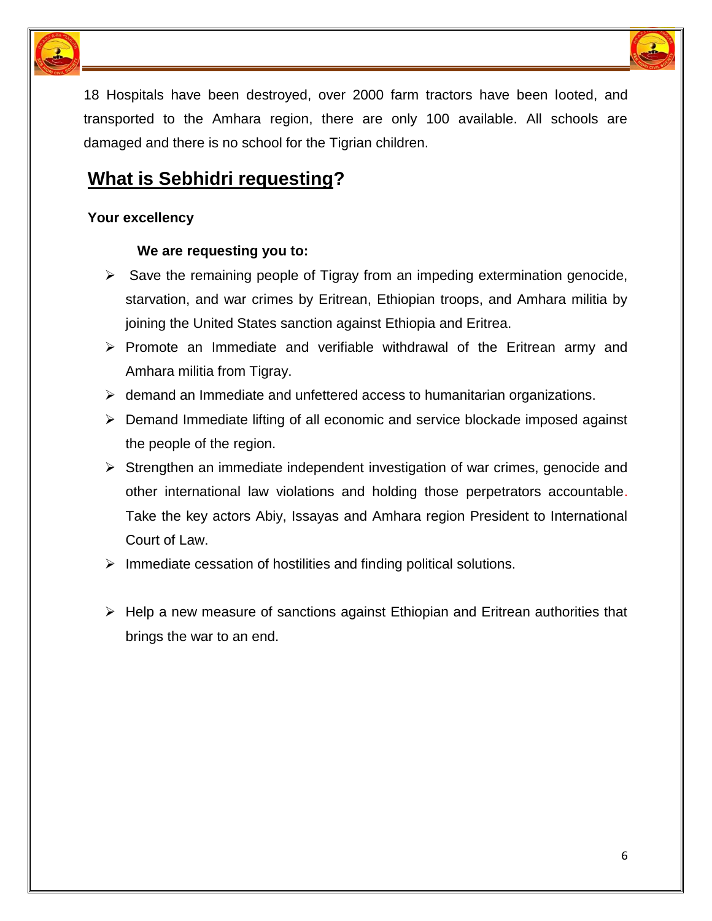18 Hospitals have been destroyed, over 2000 farm tractors have been looted, and transported to the Amhara region, there are only 100 available. All schools are damaged and there is no school for the Tigrian children.

## **What is Sebhidri requesting?**

**Your excellency**

**We are requesting you to:**

- Save the remaining people of Tigray from an impeding extermination genocide, starvation, and war crimes by Eritrean, Ethiopian troops, and Amhara militia by joining the United States sanction against Ethiopia and Eritrea.
- Promote an Immediate and verifiable withdrawal of the Eritrean army and Amhara militia from Tigray.
- demand an Immediate and unfettered access to humanitarian organizations.
- Demand Immediate lifting of all economic and service blockade imposed against the people of the region.
- Strengthen an immediate independent investigation of war crimes, genocide and other international law violations and holding those perpetrators accountable. Take the key actors Abiy, Issayas and Amhara region President to International Court of Law.
- Immediate cessation of hostilities and finding political solutions.
- Help a new measure of sanctions against Ethiopian and Eritrean authorities that brings the war to an end.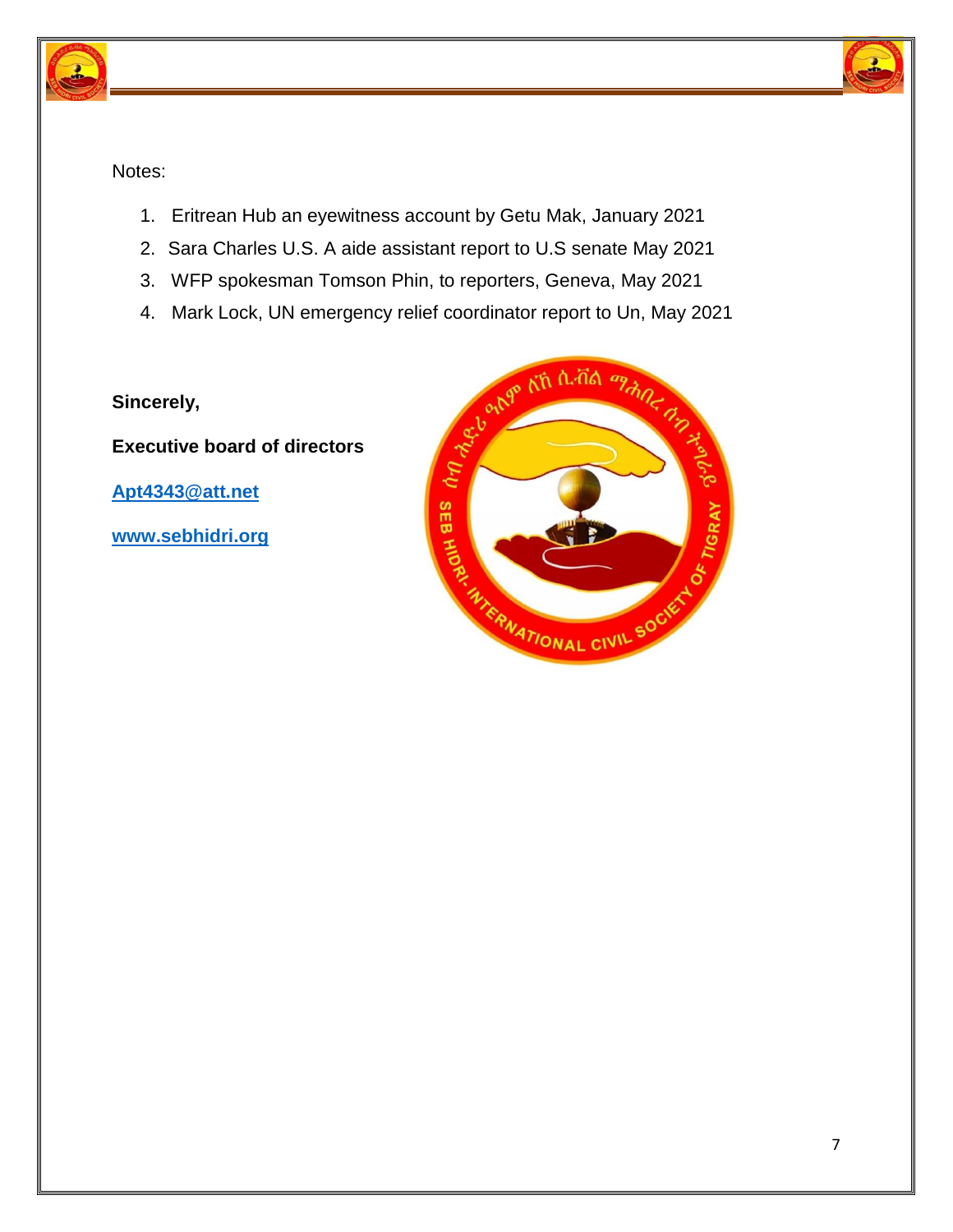Notes:

1. Eritrean Hub an eyewitness account by Getu Mak, January 2021
2. Sara Charles U.S. A aide assistant report to U.S senate May 2021
3. WFP spokesman Tomson Phin, to reporters, Geneva, May 2021
4. Mark Lock, UN emergency relief coordinator report to Un, May 2021

**Sincerely,**

**Executive board of directors**

**Apt4343@att.net**

**www.sebhidri.org**